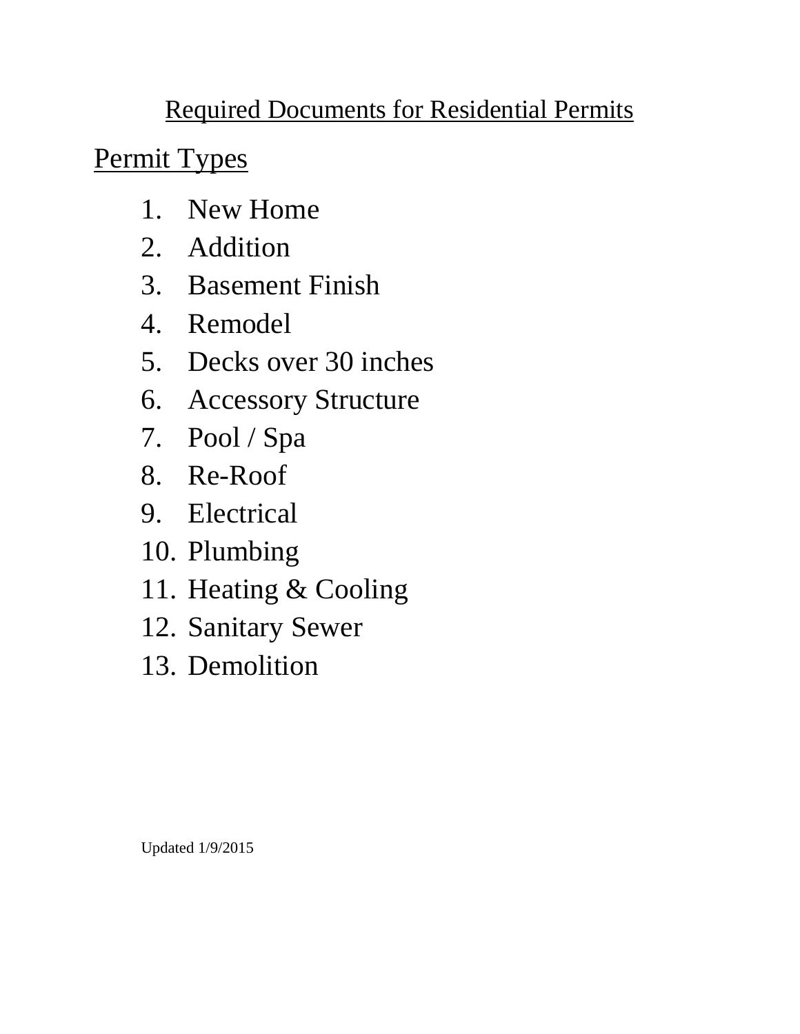# Required Documents for Residential Permits

## Permit Types

1. New Home
2. Addition
3. Basement Finish
4. Remodel
5. Decks over 30 inches
6. Accessory Structure
7. Pool / Spa
8. Re-Roof
9. Electrical
10. Plumbing
11. Heating & Cooling
12. Sanitary Sewer
13. Demolition

Updated 1/9/2015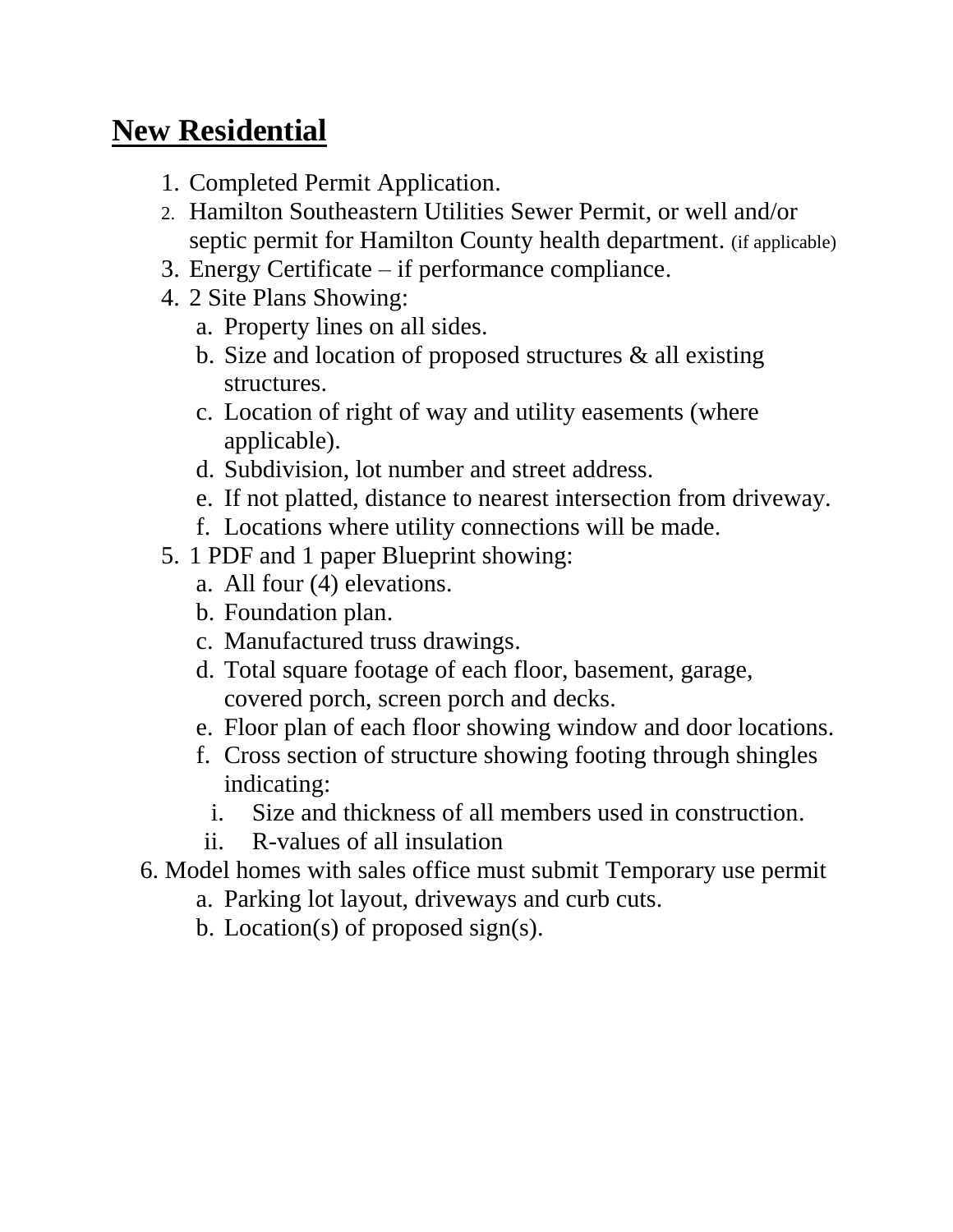## New Residential

1. Completed Permit Application.
2. Hamilton Southeastern Utilities Sewer Permit, or well and/or septic permit for Hamilton County health department. (if applicable)
3. Energy Certificate – if performance compliance.
4. 2 Site Plans Showing:
   a. Property lines on all sides.
   b. Size and location of proposed structures & all existing structures.
   c. Location of right of way and utility easements (where applicable).
   d. Subdivision, lot number and street address.
   e. If not platted, distance to nearest intersection from driveway.
   f. Locations where utility connections will be made.
5. 1 PDF and 1 paper Blueprint showing:
   a. All four (4) elevations.
   b. Foundation plan.
   c. Manufactured truss drawings.
   d. Total square footage of each floor, basement, garage, covered porch, screen porch and decks.
   e. Floor plan of each floor showing window and door locations.
   f. Cross section of structure showing footing through shingles indicating:
      i. Size and thickness of all members used in construction.
      ii. R-values of all insulation
6. Model homes with sales office must submit Temporary use permit
   a. Parking lot layout, driveways and curb cuts.
   b. Location(s) of proposed sign(s).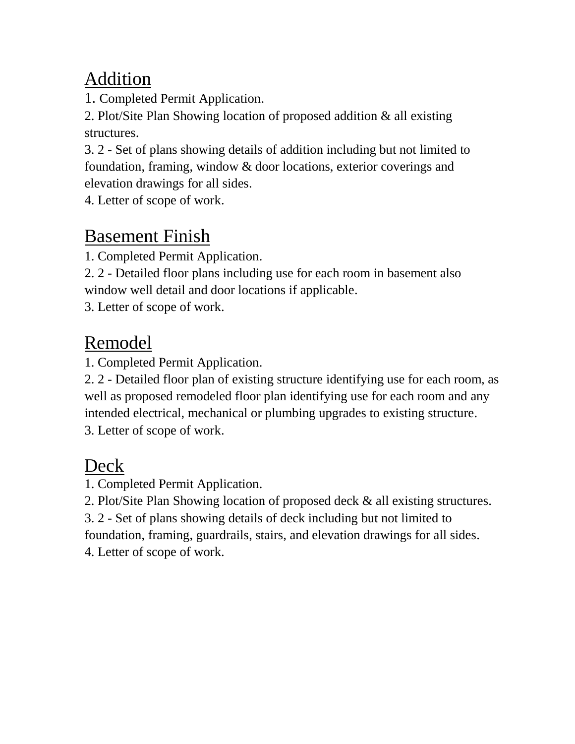## Addition

1. Completed Permit Application.
2. Plot/Site Plan Showing location of proposed addition & all existing structures.
3. 2 - Set of plans showing details of addition including but not limited to foundation, framing, window & door locations, exterior coverings and elevation drawings for all sides.
4. Letter of scope of work.

## Basement Finish

1. Completed Permit Application.
2. 2 - Detailed floor plans including use for each room in basement also window well detail and door locations if applicable.
3. Letter of scope of work.

## Remodel

1. Completed Permit Application.
2. 2 - Detailed floor plan of existing structure identifying use for each room, as well as proposed remodeled floor plan identifying use for each room and any intended electrical, mechanical or plumbing upgrades to existing structure.
3. Letter of scope of work.

## Deck

1. Completed Permit Application.
2. Plot/Site Plan Showing location of proposed deck & all existing structures.
3. 2 - Set of plans showing details of deck including but not limited to foundation, framing, guardrails, stairs, and elevation drawings for all sides.
4. Letter of scope of work.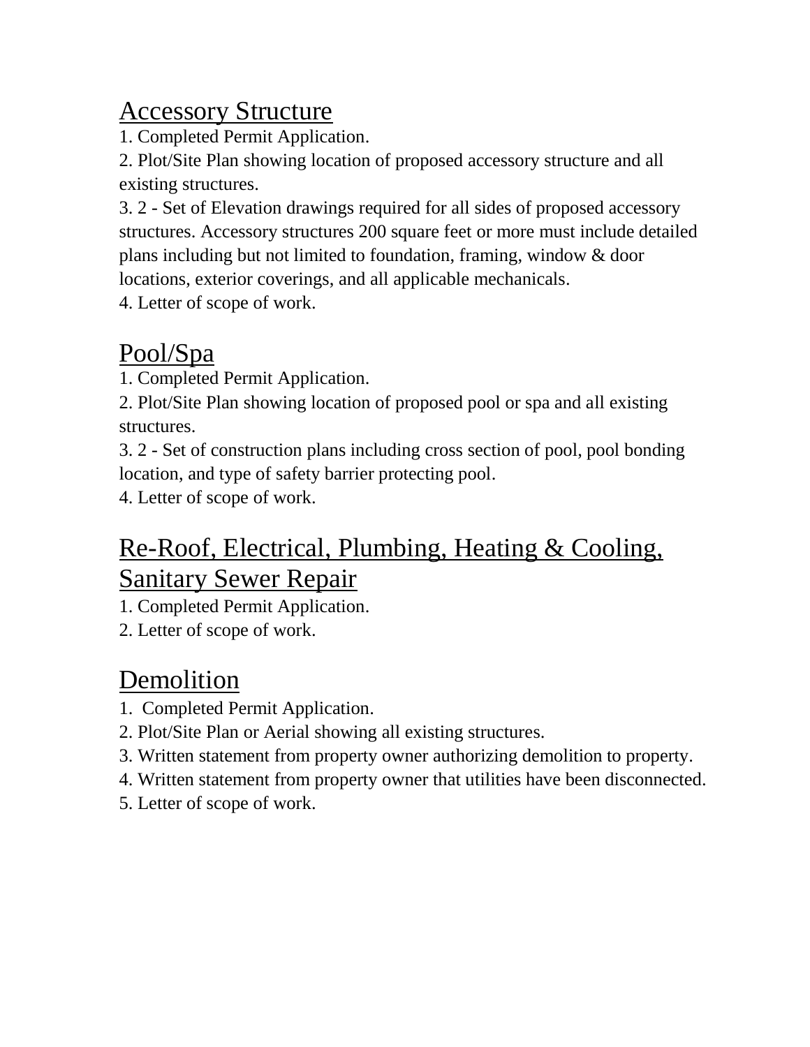## Accessory Structure

1. Completed Permit Application.
2. Plot/Site Plan showing location of proposed accessory structure and all existing structures.
3. 2 - Set of Elevation drawings required for all sides of proposed accessory structures. Accessory structures 200 square feet or more must include detailed plans including but not limited to foundation, framing, window & door locations, exterior coverings, and all applicable mechanicals.
4. Letter of scope of work.

## Pool/Spa

1. Completed Permit Application.
2. Plot/Site Plan showing location of proposed pool or spa and all existing structures.
3. 2 - Set of construction plans including cross section of pool, pool bonding location, and type of safety barrier protecting pool.
4. Letter of scope of work.

## Re-Roof, Electrical, Plumbing, Heating & Cooling, Sanitary Sewer Repair

1. Completed Permit Application.
2. Letter of scope of work.

## Demolition

1. Completed Permit Application.
2. Plot/Site Plan or Aerial showing all existing structures.
3. Written statement from property owner authorizing demolition to property.
4. Written statement from property owner that utilities have been disconnected.
5. Letter of scope of work.